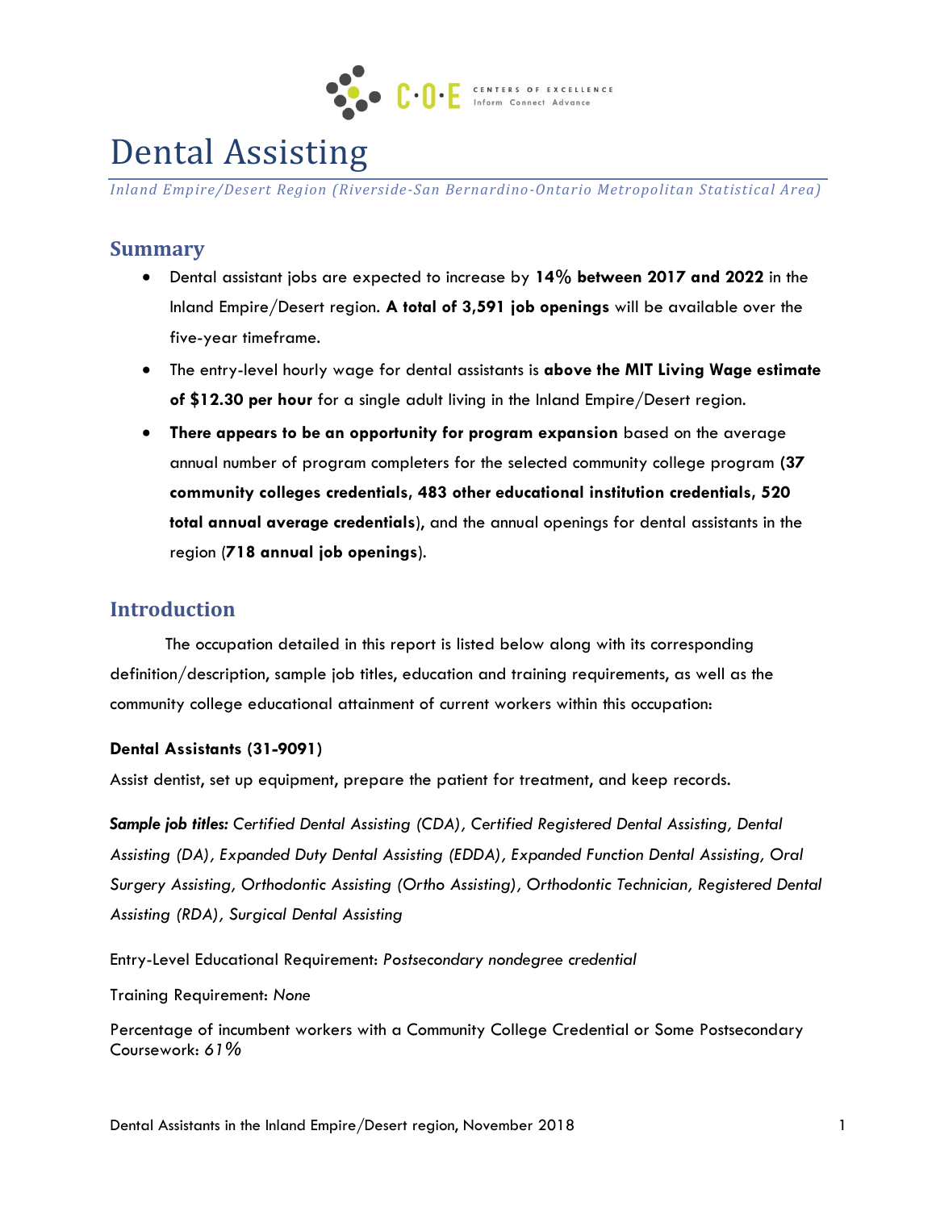# Dental Assisting

*Inland Empire/Desert Region (Riverside-San Bernardino-Ontario Metropolitan Statistical Area)*

## Summary

- Dental assistant jobs are expected to increase by **14% between 2017 and 2022** in the Inland Empire/Desert region. **A total of 3,591 job openings** will be available over the five-year timeframe.
- The entry-level hourly wage for dental assistants is **above the MIT Living Wage estimate of $12.30 per hour** for a single adult living in the Inland Empire/Desert region.
- **There appears to be an opportunity for program expansion** based on the average annual number of program completers for the selected community college program **(37 community colleges credentials, 483 other educational institution credentials, 520 total annual average credentials**), and the annual openings for dental assistants in the region (**718 annual job openings**).

## Introduction

The occupation detailed in this report is listed below along with its corresponding definition/description, sample job titles, education and training requirements, as well as the community college educational attainment of current workers within this occupation:

**Dental Assistants (31-9091)**

Assist dentist, set up equipment, prepare the patient for treatment, and keep records.

***Sample job titles:*** *Certified Dental Assisting (CDA), Certified Registered Dental Assisting, Dental Assisting (DA), Expanded Duty Dental Assisting (EDDA), Expanded Function Dental Assisting, Oral Surgery Assisting, Orthodontic Assisting (Ortho Assisting), Orthodontic Technician, Registered Dental Assisting (RDA), Surgical Dental Assisting*

Entry-Level Educational Requirement: *Postsecondary nondegree credential*

Training Requirement: *None*

Percentage of incumbent workers with a Community College Credential or Some Postsecondary Coursework: *61%*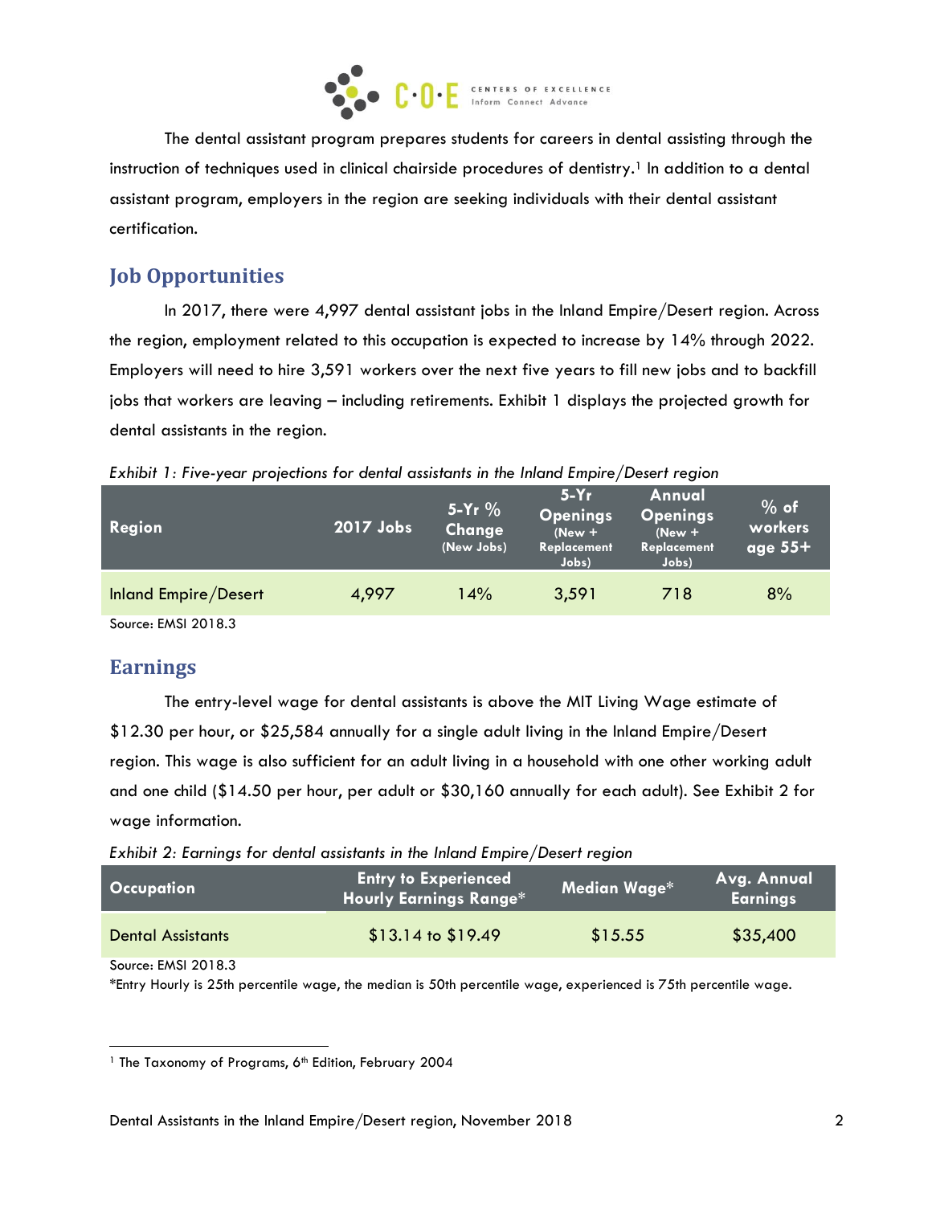The dental assistant program prepares students for careers in dental assisting through the instruction of techniques used in clinical chairside procedures of dentistry.[1] In addition to a dental assistant program, employers in the region are seeking individuals with their dental assistant certification.

## Job Opportunities

In 2017, there were 4,997 dental assistant jobs in the Inland Empire/Desert region. Across the region, employment related to this occupation is expected to increase by 14% through 2022. Employers will need to hire 3,591 workers over the next five years to fill new jobs and to backfill jobs that workers are leaving – including retirements. Exhibit 1 displays the projected growth for dental assistants in the region.

*Exhibit 1: Five-year projections for dental assistants in the Inland Empire/Desert region*

| Region | 2017 Jobs | 5-Yr % Change (New Jobs) | 5-Yr Openings (New + Replacement Jobs) | Annual Openings (New + Replacement Jobs) | % of workers age 55+ |
|---|---|---|---|---|---|
| Inland Empire/Desert | 4,997 | 14% | 3,591 | 718 | 8% |

Source: EMSI 2018.3

## Earnings

The entry-level wage for dental assistants is above the MIT Living Wage estimate of $12.30 per hour, or $25,584 annually for a single adult living in the Inland Empire/Desert region. This wage is also sufficient for an adult living in a household with one other working adult and one child ($14.50 per hour, per adult or $30,160 annually for each adult). See Exhibit 2 for wage information.

*Exhibit 2: Earnings for dental assistants in the Inland Empire/Desert region*

| Occupation | Entry to Experienced Hourly Earnings Range* | Median Wage* | Avg. Annual Earnings |
|---|---|---|---|
| Dental Assistants | $13.14 to $19.49 | $15.55 | $35,400 |

Source: EMSI 2018.3

*Entry Hourly is 25th percentile wage, the median is 50th percentile wage, experienced is 75th percentile wage.

[1] The Taxonomy of Programs, 6th Edition, February 2004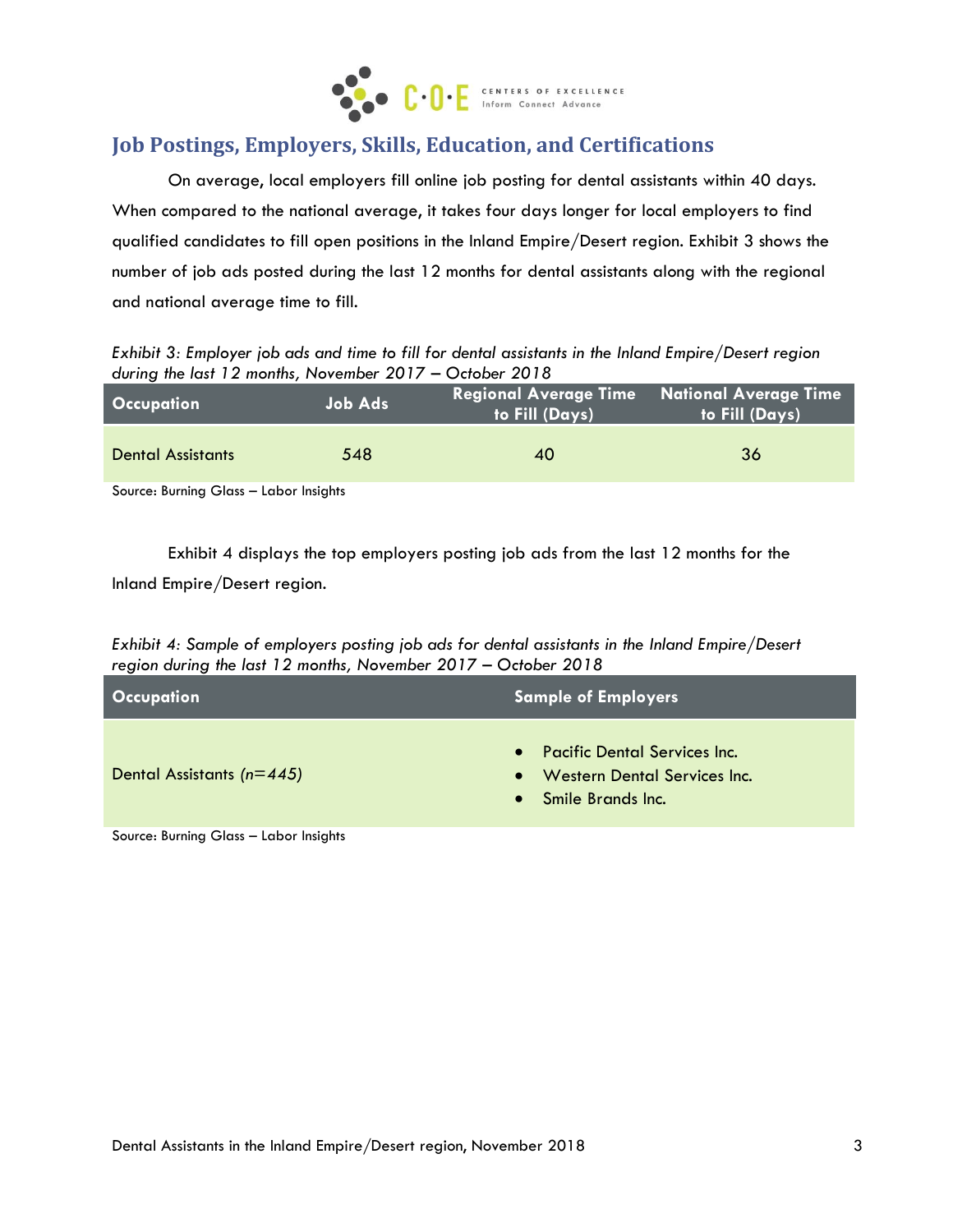## Job Postings, Employers, Skills, Education, and Certifications

On average, local employers fill online job posting for dental assistants within 40 days. When compared to the national average, it takes four days longer for local employers to find qualified candidates to fill open positions in the Inland Empire/Desert region. Exhibit 3 shows the number of job ads posted during the last 12 months for dental assistants along with the regional and national average time to fill.

*Exhibit 3: Employer job ads and time to fill for dental assistants in the Inland Empire/Desert region during the last 12 months, November 2017 – October 2018*

| Occupation | Job Ads | Regional Average Time to Fill (Days) | National Average Time to Fill (Days) |
|---|---|---|---|
| Dental Assistants | 548 | 40 | 36 |

Source: Burning Glass – Labor Insights

Exhibit 4 displays the top employers posting job ads from the last 12 months for the Inland Empire/Desert region.

*Exhibit 4: Sample of employers posting job ads for dental assistants in the Inland Empire/Desert region during the last 12 months, November 2017 – October 2018*

| Occupation | Sample of Employers |
|---|---|
| Dental Assistants *(n=445)* | • Pacific Dental Services Inc.<br>• Western Dental Services Inc.<br>• Smile Brands Inc. |

Source: Burning Glass – Labor Insights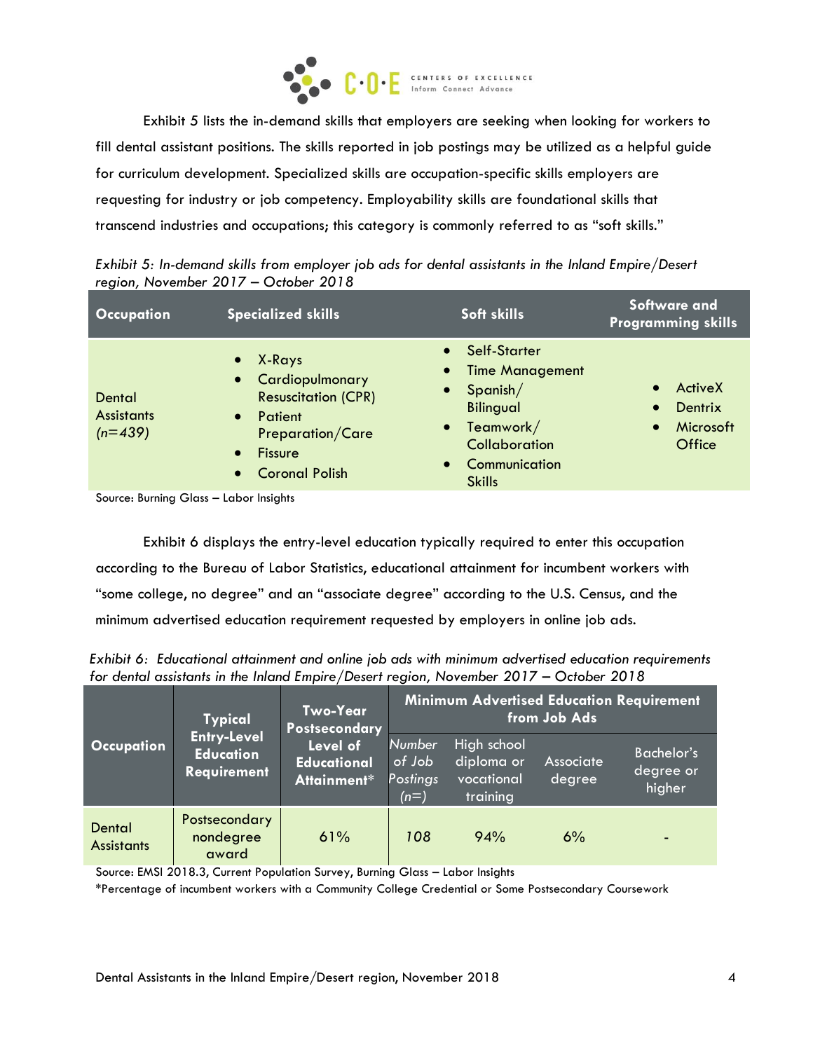Exhibit 5 lists the in-demand skills that employers are seeking when looking for workers to fill dental assistant positions. The skills reported in job postings may be utilized as a helpful guide for curriculum development. Specialized skills are occupation-specific skills employers are requesting for industry or job competency. Employability skills are foundational skills that transcend industries and occupations; this category is commonly referred to as "soft skills."

*Exhibit 5: In-demand skills from employer job ads for dental assistants in the Inland Empire/Desert region, November 2017 – October 2018*

| Occupation | Specialized skills | Soft skills | Software and Programming skills |
|---|---|---|---|
| Dental Assistants *(n=439)* | • X-Rays<br>• Cardiopulmonary Resuscitation (CPR)<br>• Patient Preparation/Care<br>• Fissure<br>• Coronal Polish | • Self-Starter<br>• Time Management<br>• Spanish/ Bilingual<br>• Teamwork/ Collaboration<br>• Communication Skills | • ActiveX<br>• Dentrix<br>• Microsoft Office |

Source: Burning Glass – Labor Insights

Exhibit 6 displays the entry-level education typically required to enter this occupation according to the Bureau of Labor Statistics, educational attainment for incumbent workers with "some college, no degree" and an "associate degree" according to the U.S. Census, and the minimum advertised education requirement requested by employers in online job ads.

*Exhibit 6: Educational attainment and online job ads with minimum advertised education requirements for dental assistants in the Inland Empire/Desert region, November 2017 – October 2018*

| Occupation | Typical Entry-Level Education Requirement | Two-Year Postsecondary Level of Educational Attainment* | Minimum Advertised Education Requirement from Job Ads | | | |
|---|---|---|---|---|---|---|
| | | | *Number of Job Postings (n=)* | High school diploma or vocational training | Associate degree | Bachelor's degree or higher |
| Dental Assistants | Postsecondary nondegree award | 61% | *108* | 94% | 6% | - |

Source: EMSI 2018.3, Current Population Survey, Burning Glass – Labor Insights

*Percentage of incumbent workers with a Community College Credential or Some Postsecondary Coursework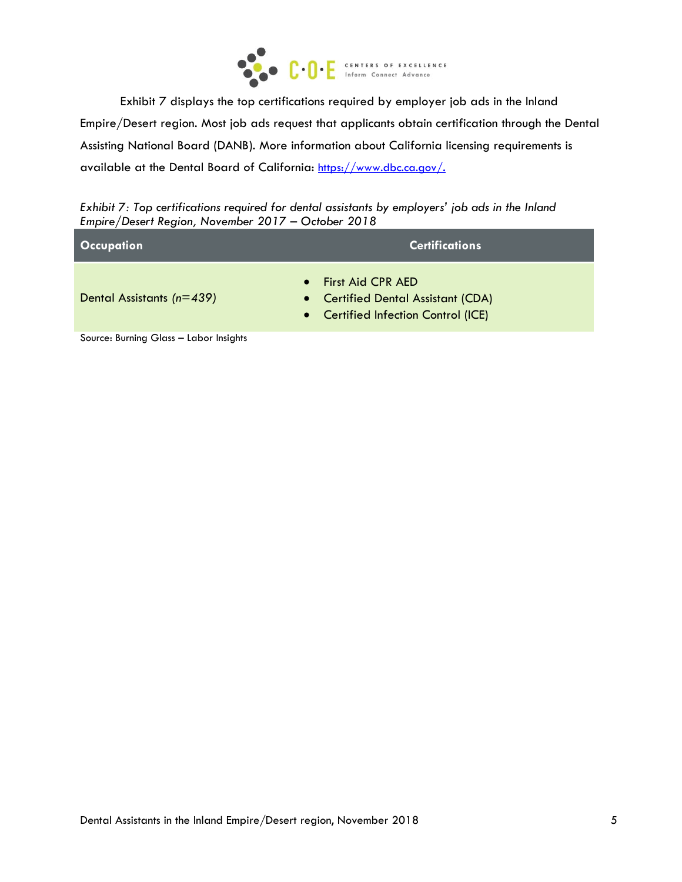Exhibit 7 displays the top certifications required by employer job ads in the Inland Empire/Desert region. Most job ads request that applicants obtain certification through the Dental Assisting National Board (DANB). More information about California licensing requirements is available at the Dental Board of California: [https://www.dbc.ca.gov/.](https://www.dbc.ca.gov/)

*Exhibit 7: Top certifications required for dental assistants by employers' job ads in the Inland Empire/Desert Region, November 2017 – October 2018*

| Occupation | Certifications |
|---|---|
| Dental Assistants *(n=439)* | • First Aid CPR AED<br>• Certified Dental Assistant (CDA)<br>• Certified Infection Control (ICE) |

Source: Burning Glass – Labor Insights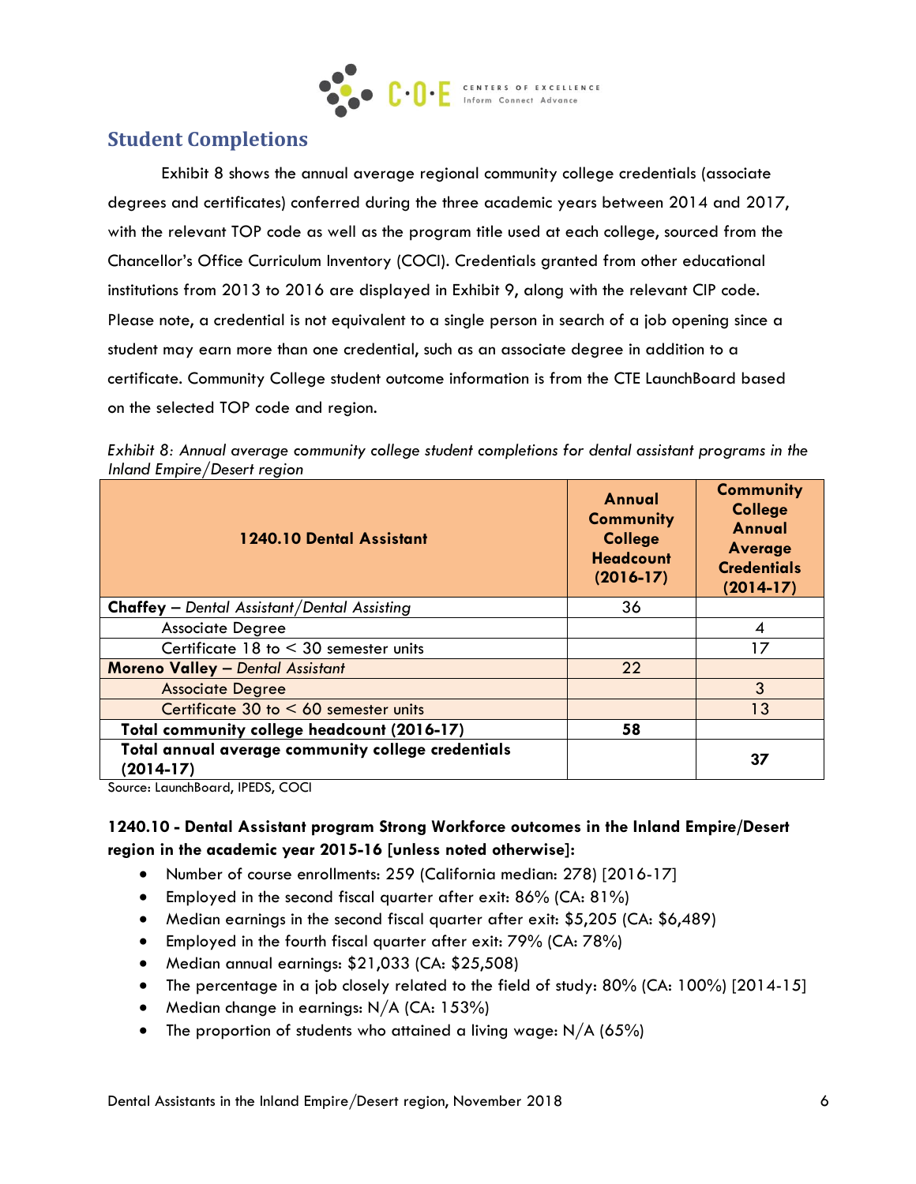## Student Completions

Exhibit 8 shows the annual average regional community college credentials (associate degrees and certificates) conferred during the three academic years between 2014 and 2017, with the relevant TOP code as well as the program title used at each college, sourced from the Chancellor's Office Curriculum Inventory (COCI). Credentials granted from other educational institutions from 2013 to 2016 are displayed in Exhibit 9, along with the relevant CIP code. Please note, a credential is not equivalent to a single person in search of a job opening since a student may earn more than one credential, such as an associate degree in addition to a certificate. Community College student outcome information is from the CTE LaunchBoard based on the selected TOP code and region.

*Exhibit 8: Annual average community college student completions for dental assistant programs in the Inland Empire/Desert region*

| 1240.10 Dental Assistant | Annual Community College Headcount (2016-17) | Community College Annual Average Credentials (2014-17) |
|---|---|---|
| **Chaffey** – *Dental Assistant/Dental Assisting* | 36 | |
| Associate Degree | | 4 |
| Certificate 18 to < 30 semester units | | 17 |
| **Moreno Valley** – *Dental Assistant* | 22 | |
| Associate Degree | | 3 |
| Certificate 30 to < 60 semester units | | 13 |
| **Total community college headcount (2016-17)** | **58** | |
| **Total annual average community college credentials (2014-17)** | | **37** |

Source: LaunchBoard, IPEDS, COCI

**1240.10 - Dental Assistant program Strong Workforce outcomes in the Inland Empire/Desert region in the academic year 2015-16 [unless noted otherwise]:**

- Number of course enrollments: 259 (California median: 278) [2016-17]
- Employed in the second fiscal quarter after exit: 86% (CA: 81%)
- Median earnings in the second fiscal quarter after exit: $5,205 (CA: $6,489)
- Employed in the fourth fiscal quarter after exit: 79% (CA: 78%)
- Median annual earnings: $21,033 (CA: $25,508)
- The percentage in a job closely related to the field of study: 80% (CA: 100%) [2014-15]
- Median change in earnings: N/A (CA: 153%)
- The proportion of students who attained a living wage: N/A (65%)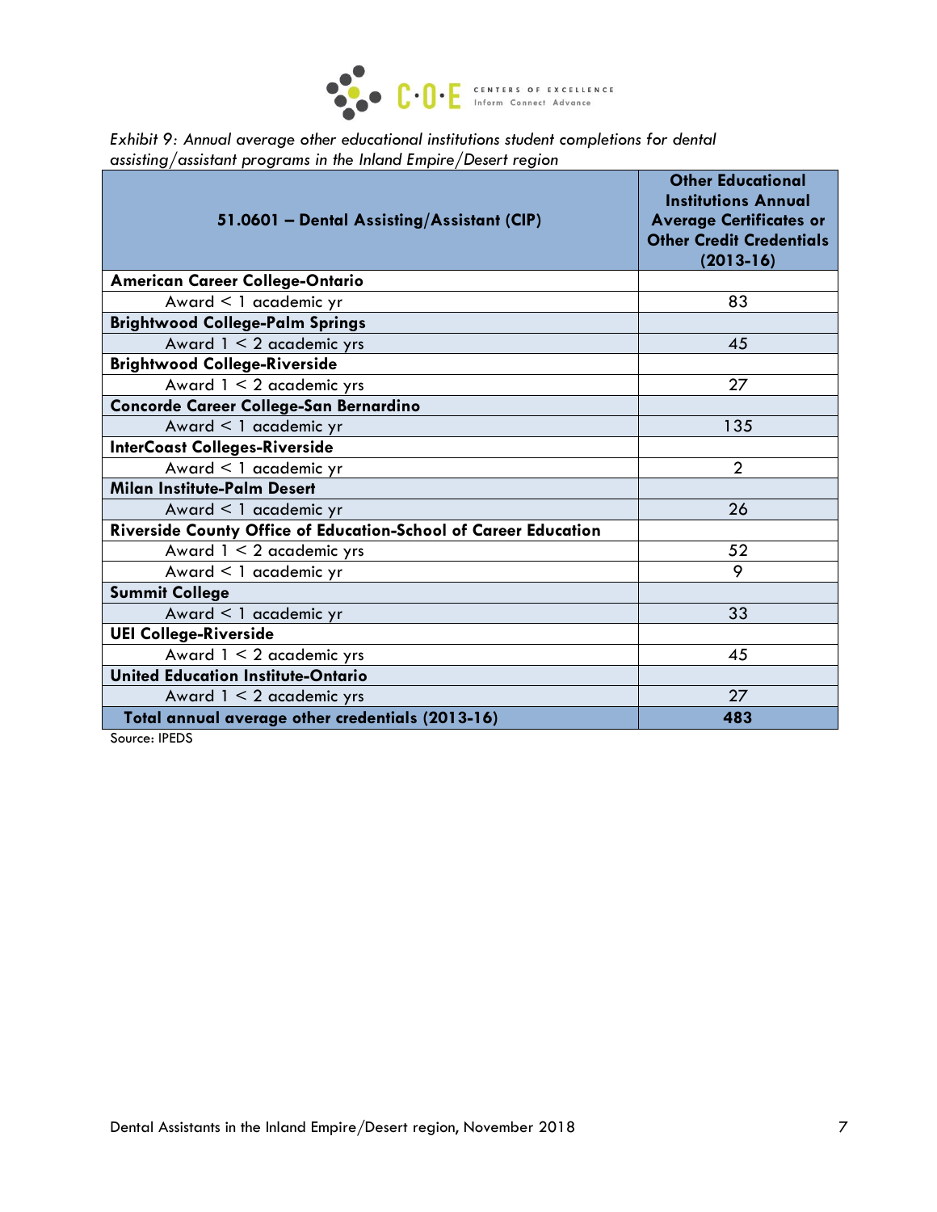*Exhibit 9: Annual average other educational institutions student completions for dental assisting/assistant programs in the Inland Empire/Desert region*

| 51.0601 – Dental Assisting/Assistant (CIP) | Other Educational Institutions Annual Average Certificates or Other Credit Credentials (2013-16) |
|---|---|
| **American Career College-Ontario** | |
| Award < 1 academic yr | 83 |
| **Brightwood College-Palm Springs** | |
| Award 1 < 2 academic yrs | 45 |
| **Brightwood College-Riverside** | |
| Award 1 < 2 academic yrs | 27 |
| **Concorde Career College-San Bernardino** | |
| Award < 1 academic yr | 135 |
| **InterCoast Colleges-Riverside** | |
| Award < 1 academic yr | 2 |
| **Milan Institute-Palm Desert** | |
| Award < 1 academic yr | 26 |
| **Riverside County Office of Education-School of Career Education** | |
| Award 1 < 2 academic yrs | 52 |
| Award < 1 academic yr | 9 |
| **Summit College** | |
| Award < 1 academic yr | 33 |
| **UEI College-Riverside** | |
| Award 1 < 2 academic yrs | 45 |
| **United Education Institute-Ontario** | |
| Award 1 < 2 academic yrs | 27 |
| **Total annual average other credentials (2013-16)** | **483** |

Source: IPEDS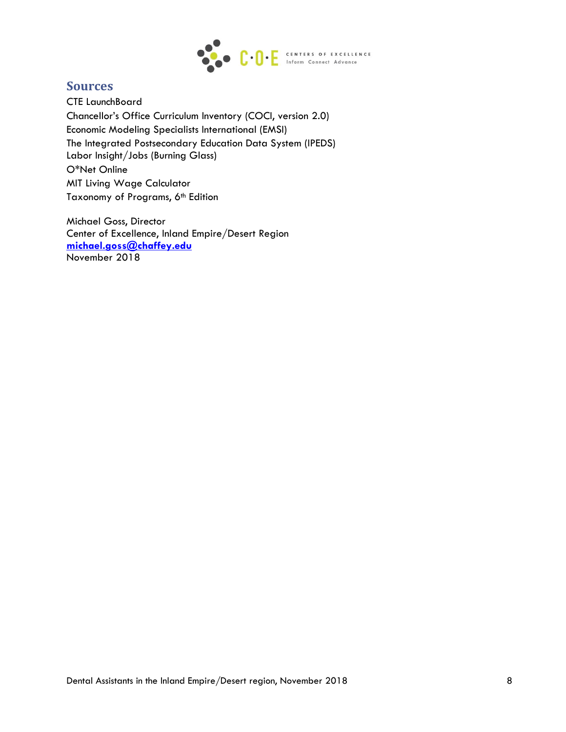## Sources

CTE LaunchBoard
Chancellor's Office Curriculum Inventory (COCI, version 2.0)
Economic Modeling Specialists International (EMSI)
The Integrated Postsecondary Education Data System (IPEDS)
Labor Insight/Jobs (Burning Glass)
O*Net Online
MIT Living Wage Calculator
Taxonomy of Programs, 6th Edition

Michael Goss, Director
Center of Excellence, Inland Empire/Desert Region
**michael.goss@chaffey.edu**
November 2018